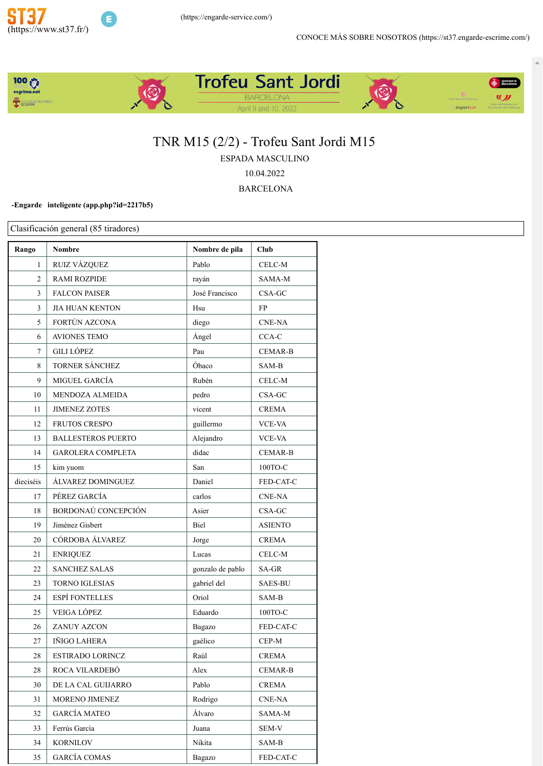ST37 (https://www.st37.fr/)

(https://engarde-service.com/)

CONOCE MÁS SOBRE NOSOTROS (https://st37.engarde-escrime.com/)

Trofeu Sant Jordi
BARCELONA
April 9 and 10, 2022

# TNR M15 (2/2) - Trofeu Sant Jordi M15

ESPADA MASCULINO

10.04.2022

BARCELONA

**-Engarde inteligente (app.php?id=2217b5)**

Clasificación general (85 tiradores)

| Rango | Nombre | Nombre de pila | Club |
|---|---|---|---|
| 1 | RUIZ VÁZQUEZ | Pablo | CELC-M |
| 2 | RAMI ROZPIDE | rayán | SAMA-M |
| 3 | FALCON PAISER | José Francisco | CSA-GC |
| 3 | JIA HUAN KENTON | Hsu | FP |
| 5 | FORTÚN AZCONA | diego | CNE-NA |
| 6 | AVIONES TEMO | Ángel | CCA-C |
| 7 | GILI LÓPEZ | Pau | CEMAR-B |
| 8 | TORNER SÁNCHEZ | Óbaco | SAM-B |
| 9 | MIGUEL GARCÍA | Rubén | CELC-M |
| 10 | MENDOZA ALMEIDA | pedro | CSA-GC |
| 11 | JIMENEZ ZOTES | vicent | CREMA |
| 12 | FRUTOS CRESPO | guillermo | VCE-VA |
| 13 | BALLESTEROS PUERTO | Alejandro | VCE-VA |
| 14 | GAROLERA COMPLETA | didac | CEMAR-B |
| 15 | kim yuom | San | 100TO-C |
| dieciséis | ÁLVAREZ DOMINGUEZ | Daniel | FED-CAT-C |
| 17 | PÉREZ GARCÍA | carlos | CNE-NA |
| 18 | BORDONAÚ CONCEPCIÓN | Asier | CSA-GC |
| 19 | Jiménez Gisbert | Biel | ASIENTO |
| 20 | CÓRDOBA ÁLVAREZ | Jorge | CREMA |
| 21 | ENRIQUEZ | Lucas | CELC-M |
| 22 | SANCHEZ SALAS | gonzalo de pablo | SA-GR |
| 23 | TORNO IGLESIAS | gabriel del | SAES-BU |
| 24 | ESPÍ FONTELLES | Oriol | SAM-B |
| 25 | VEIGA LÓPEZ | Eduardo | 100TO-C |
| 26 | ZANUY AZCON | Bagazo | FED-CAT-C |
| 27 | IÑIGO LAHERA | gaélico | CEP-M |
| 28 | ESTIRADO LORINCZ | Raúl | CREMA |
| 28 | ROCA VILARDEBÓ | Alex | CEMAR-B |
| 30 | DE LA CAL GUIJARRO | Pablo | CREMA |
| 31 | MORENO JIMENEZ | Rodrigo | CNE-NA |
| 32 | GARCÍA MATEO | Álvaro | SAMA-M |
| 33 | Ferrús García | Juana | SEM-V |
| 34 | KORNILOV | Nikita | SAM-B |
| 35 | GARCÍA COMAS | Bagazo | FED-CAT-C |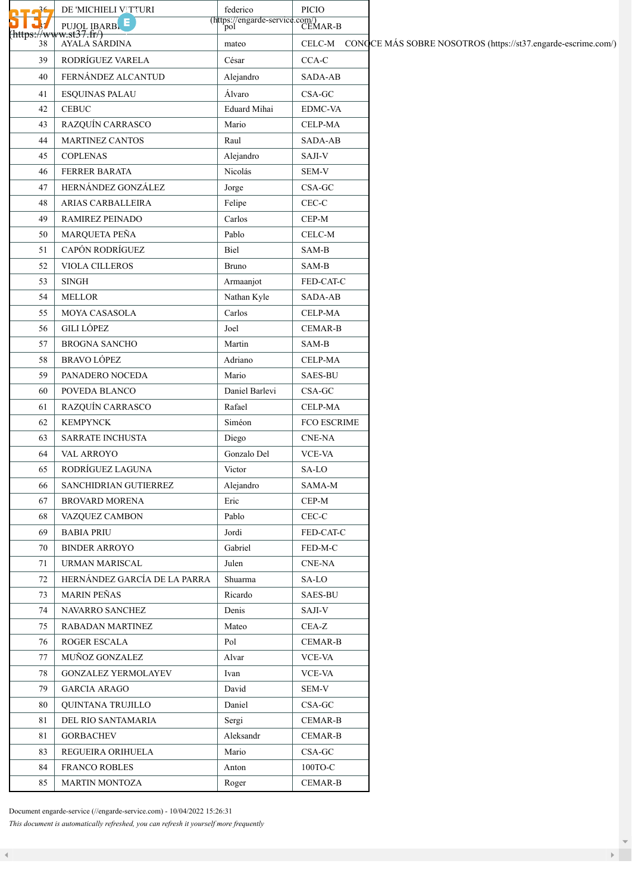| 36 | DE 'MICHIELI VITTURI | federico | PICIO |
|---|---|---|---|
| 37 | PUJOL IBARBI | pol | CEMAR-B |
| 38 | AYALA SARDINA | mateo | CELC-M |
| 39 | RODRÍGUEZ VARELA | César | CCA-C |
| 40 | FERNÁNDEZ ALCANTUD | Alejandro | SADA-AB |
| 41 | ESQUINAS PALAU | Álvaro | CSA-GC |
| 42 | CEBUC | Eduard Mihai | EDMC-VA |
| 43 | RAZQUÍN CARRASCO | Mario | CELP-MA |
| 44 | MARTINEZ CANTOS | Raul | SADA-AB |
| 45 | COPLENAS | Alejandro | SAJI-V |
| 46 | FERRER BARATA | Nicolás | SEM-V |
| 47 | HERNÁNDEZ GONZÁLEZ | Jorge | CSA-GC |
| 48 | ARIAS CARBALLEIRA | Felipe | CEC-C |
| 49 | RAMIREZ PEINADO | Carlos | CEP-M |
| 50 | MARQUETA PEÑA | Pablo | CELC-M |
| 51 | CAPÓN RODRÍGUEZ | Biel | SAM-B |
| 52 | VIOLA CILLEROS | Bruno | SAM-B |
| 53 | SINGH | Armaanjot | FED-CAT-C |
| 54 | MELLOR | Nathan Kyle | SADA-AB |
| 55 | MOYA CASASOLA | Carlos | CELP-MA |
| 56 | GILI LÓPEZ | Joel | CEMAR-B |
| 57 | BROGNA SANCHO | Martin | SAM-B |
| 58 | BRAVO LÓPEZ | Adriano | CELP-MA |
| 59 | PANADERO NOCEDA | Mario | SAES-BU |
| 60 | POVEDA BLANCO | Daniel Barlevi | CSA-GC |
| 61 | RAZQUÍN CARRASCO | Rafael | CELP-MA |
| 62 | KEMPYNCK | Siméon | FCO ESCRIME |
| 63 | SARRATE INCHUSTA | Diego | CNE-NA |
| 64 | VAL ARROYO | Gonzalo Del | VCE-VA |
| 65 | RODRÍGUEZ LAGUNA | Victor | SA-LO |
| 66 | SANCHIDRIAN GUTIERREZ | Alejandro | SAMA-M |
| 67 | BROVARD MORENA | Eric | CEP-M |
| 68 | VAZQUEZ CAMBON | Pablo | CEC-C |
| 69 | BABIA PRIU | Jordi | FED-CAT-C |
| 70 | BINDER ARROYO | Gabriel | FED-M-C |
| 71 | URMAN MARISCAL | Julen | CNE-NA |
| 72 | HERNÁNDEZ GARCÍA DE LA PARRA | Shuarma | SA-LO |
| 73 | MARIN PEÑAS | Ricardo | SAES-BU |
| 74 | NAVARRO SANCHEZ | Denis | SAJI-V |
| 75 | RABADAN MARTINEZ | Mateo | CEA-Z |
| 76 | ROGER ESCALA | Pol | CEMAR-B |
| 77 | MUÑOZ GONZALEZ | Alvar | VCE-VA |
| 78 | GONZALEZ YERMOLAYEV | Ivan | VCE-VA |
| 79 | GARCIA ARAGO | David | SEM-V |
| 80 | QUINTANA TRUJILLO | Daniel | CSA-GC |
| 81 | DEL RIO SANTAMARIA | Sergi | CEMAR-B |
| 81 | GORBACHEV | Aleksandr | CEMAR-B |
| 83 | REGUEIRA ORIHUELA | Mario | CSA-GC |
| 84 | FRANCO ROBLES | Anton | 100TO-C |
| 85 | MARTIN MONTOZA | Roger | CEMAR-B |

Document engarde-service (//engarde-service.com) - 10/04/2022 15:26:31

*This document is automatically refreshed, you can refresh it yourself more frequently*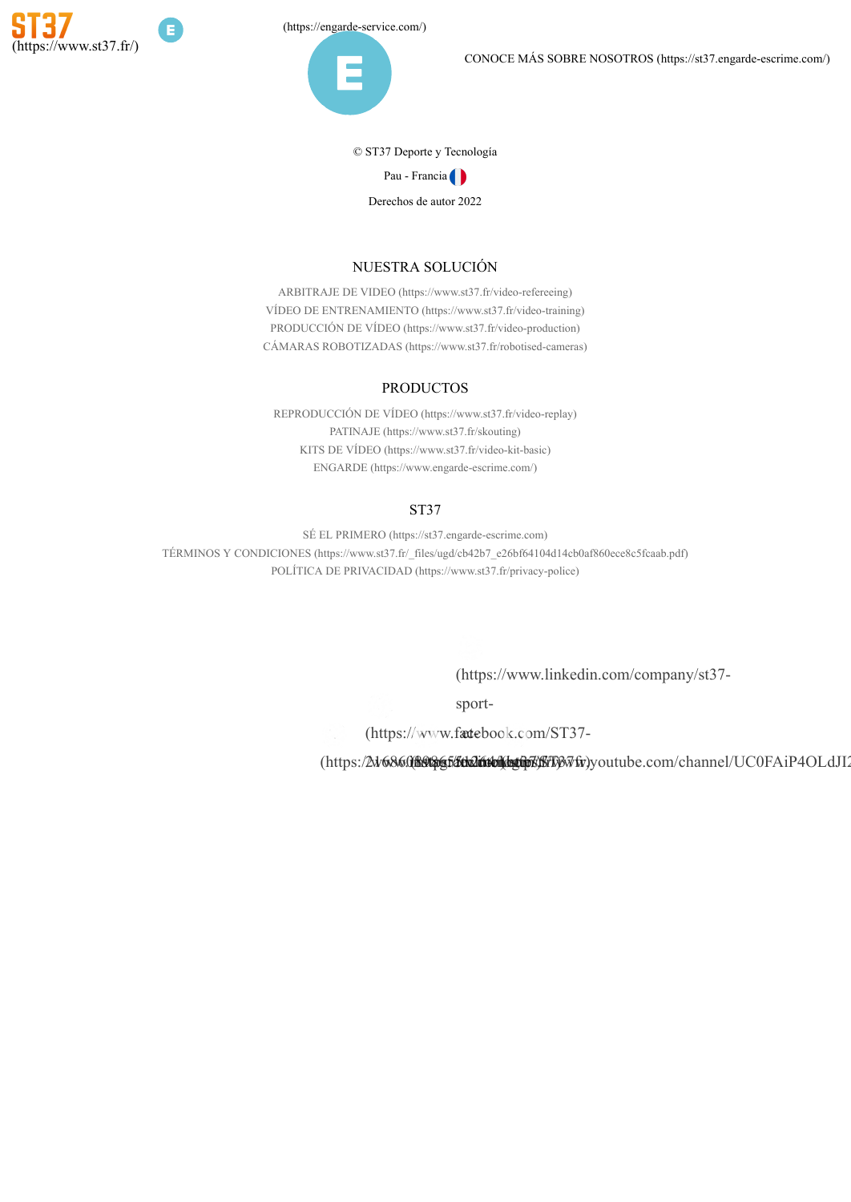(https://www.st37.fr/)

(https://engarde-service.com/)

CONOCE MÁS SOBRE NOSOTROS (https://st37.engarde-escrime.com/)

© ST37 Deporte y Tecnología

Pau - Francia

Derechos de autor 2022

## NUESTRA SOLUCIÓN

ARBITRAJE DE VIDEO (https://www.st37.fr/video-refereeing)
VÍDEO DE ENTRENAMIENTO (https://www.st37.fr/video-training)
PRODUCCIÓN DE VÍDEO (https://www.st37.fr/video-production)
CÁMARAS ROBOTIZADAS (https://www.st37.fr/robotised-cameras)

## PRODUCTOS

REPRODUCCIÓN DE VÍDEO (https://www.st37.fr/video-replay)
PATINAJE (https://www.st37.fr/skouting)
KITS DE VÍDEO (https://www.st37.fr/video-kit-basic)
ENGARDE (https://www.engarde-escrime.com/)

## ST37

SÉ EL PRIMERO (https://st37.engarde-escrime.com)
TÉRMINOS Y CONDICIONES (https://www.st37.fr/_files/ugd/cb42b7_e26bf64104d14cb0af860ece8c5fcaab.pdf)
POLÍTICA DE PRIVACIDAD (https://www.st37.fr/privacy-police)

(https://www.linkedin.com/company/st37-sport-
(https://www.facebook.com/ST37-
(https://www.youtube.com/channel/UC0FAiP4OLdJI2